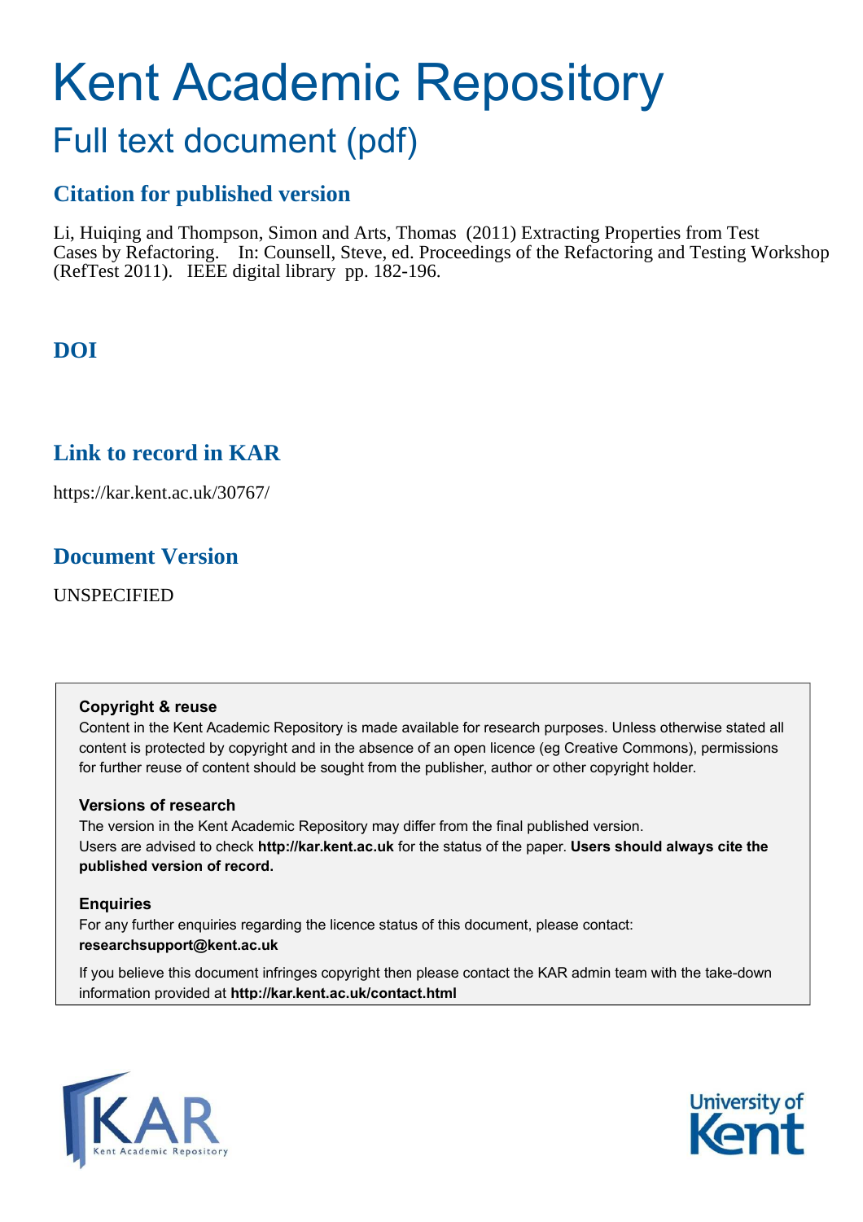# Kent Academic Repository

## Full text document (pdf)

### Citation for published version

Li, Huiqing and Thompson, Simon and Arts, Thomas (2011) Extracting Properties from Test Cases by Refactoring. In: Counsell, Steve, ed. Proceedings of the Refactoring and Testing Workshop (RefTest 2011). IEEE digital library pp. 182-196.

### DOI

### Link to record in KAR

https://kar.kent.ac.uk/30767/

### Document Version

UNSPECIFIED

**Copyright & reuse**

Content in the Kent Academic Repository is made available for research purposes. Unless otherwise stated all content is protected by copyright and in the absence of an open licence (eg Creative Commons), permissions for further reuse of content should be sought from the publisher, author or other copyright holder.

**Versions of research**

The version in the Kent Academic Repository may differ from the final published version.
Users are advised to check **http://kar.kent.ac.uk** for the status of the paper. **Users should always cite the published version of record.**

**Enquiries**

For any further enquiries regarding the licence status of this document, please contact:
**researchsupport@kent.ac.uk**

If you believe this document infringes copyright then please contact the KAR admin team with the take-down information provided at **http://kar.kent.ac.uk/contact.html**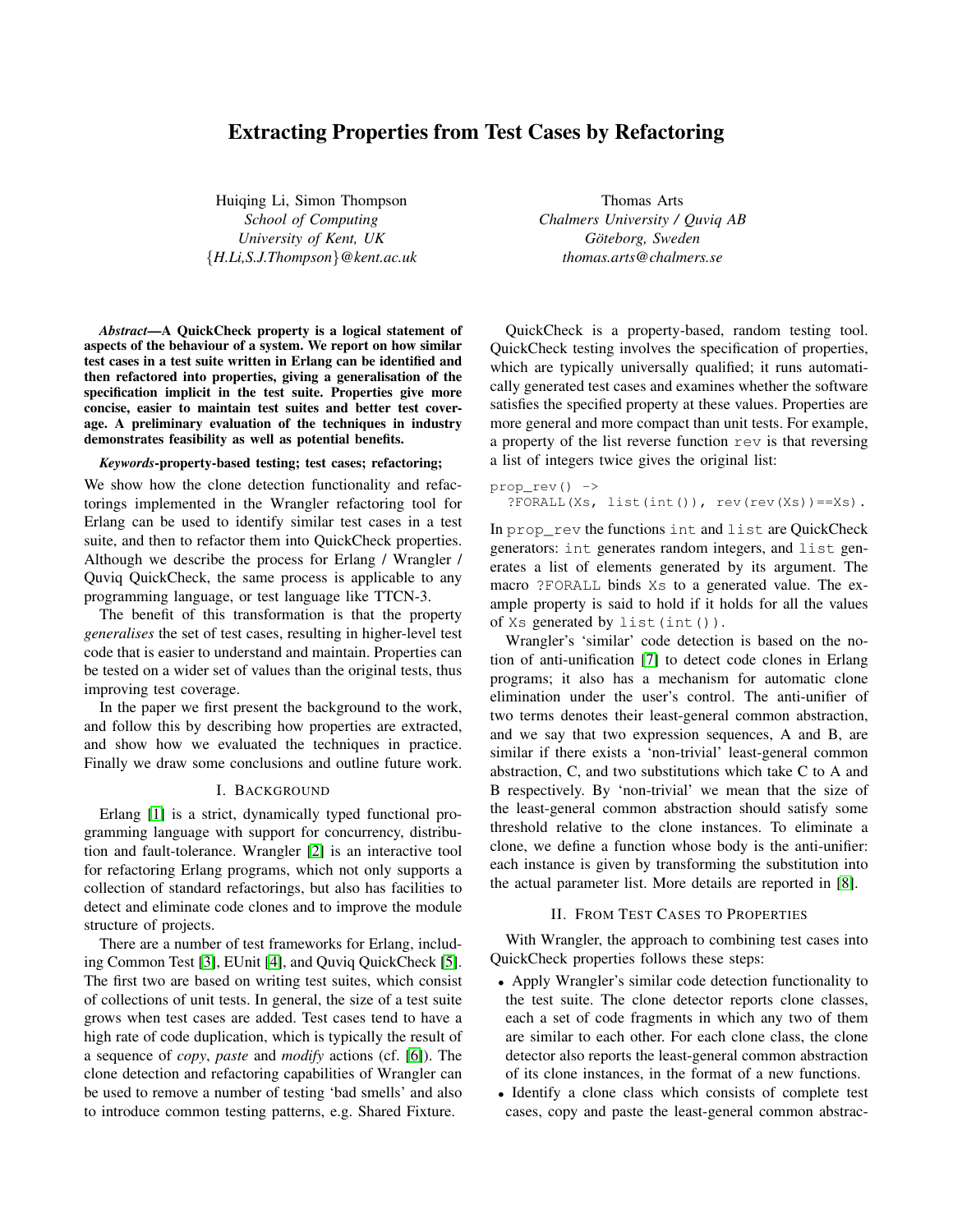# Extracting Properties from Test Cases by Refactoring

Huiqing Li, Simon Thompson
*School of Computing*
*University of Kent, UK*
{*H.Li,S.J.Thompson*}*@kent.ac.uk*

Thomas Arts
*Chalmers University / Quviq AB*
*Göteborg, Sweden*
*thomas.arts@chalmers.se*

***Abstract*—A QuickCheck property is a logical statement of aspects of the behaviour of a system. We report on how similar test cases in a test suite written in Erlang can be identified and then refactored into properties, giving a generalisation of the specification implicit in the test suite. Properties give more concise, easier to maintain test suites and better test coverage. A preliminary evaluation of the techniques in industry demonstrates feasibility as well as potential benefits.**

***Keywords*-property-based testing; test cases; refactoring;**

We show how the clone detection functionality and refactorings implemented in the Wrangler refactoring tool for Erlang can be used to identify similar test cases in a test suite, and then to refactor them into QuickCheck properties. Although we describe the process for Erlang / Wrangler / Quviq QuickCheck, the same process is applicable to any programming language, or test language like TTCN-3.

The benefit of this transformation is that the property *generalises* the set of test cases, resulting in higher-level test code that is easier to understand and maintain. Properties can be tested on a wider set of values than the original tests, thus improving test coverage.

In the paper we first present the background to the work, and follow this by describing how properties are extracted, and show how we evaluated the techniques in practice. Finally we draw some conclusions and outline future work.

## I. Background

Erlang [1] is a strict, dynamically typed functional programming language with support for concurrency, distribution and fault-tolerance. Wrangler [2] is an interactive tool for refactoring Erlang programs, which not only supports a collection of standard refactorings, but also has facilities to detect and eliminate code clones and to improve the module structure of projects.

There are a number of test frameworks for Erlang, including Common Test [3], EUnit [4], and Quviq QuickCheck [5]. The first two are based on writing test suites, which consist of collections of unit tests. In general, the size of a test suite grows when test cases are added. Test cases tend to have a high rate of code duplication, which is typically the result of a sequence of *copy*, *paste* and *modify* actions (cf. [6]). The clone detection and refactoring capabilities of Wrangler can be used to remove a number of testing 'bad smells' and also to introduce common testing patterns, e.g. Shared Fixture.

QuickCheck is a property-based, random testing tool. QuickCheck testing involves the specification of properties, which are typically universally qualified; it runs automatically generated test cases and examines whether the software satisfies the specified property at these values. Properties are more general and more compact than unit tests. For example, a property of the list reverse function `rev` is that reversing a list of integers twice gives the original list:

```
prop_rev() ->
  ?FORALL(Xs, list(int()), rev(rev(Xs))==Xs).
```

In `prop_rev` the functions `int` and `list` are QuickCheck generators: `int` generates random integers, and `list` generates a list of elements generated by its argument. The macro `?FORALL` binds `Xs` to a generated value. The example property is said to hold if it holds for all the values of `Xs` generated by `list(int())`.

Wrangler's 'similar' code detection is based on the notion of anti-unification [7] to detect code clones in Erlang programs; it also has a mechanism for automatic clone elimination under the user's control. The anti-unifier of two terms denotes their least-general common abstraction, and we say that two expression sequences, A and B, are similar if there exists a 'non-trivial' least-general common abstraction, C, and two substitutions which take C to A and B respectively. By 'non-trivial' we mean that the size of the least-general common abstraction should satisfy some threshold relative to the clone instances. To eliminate a clone, we define a function whose body is the anti-unifier: each instance is given by transforming the substitution into the actual parameter list. More details are reported in [8].

## II. From Test Cases to Properties

With Wrangler, the approach to combining test cases into QuickCheck properties follows these steps:

- Apply Wrangler's similar code detection functionality to the test suite. The clone detector reports clone classes, each a set of code fragments in which any two of them are similar to each other. For each clone class, the clone detector also reports the least-general common abstraction of its clone instances, in the format of a new functions.
- Identify a clone class which consists of complete test cases, copy and paste the least-general common abstrac-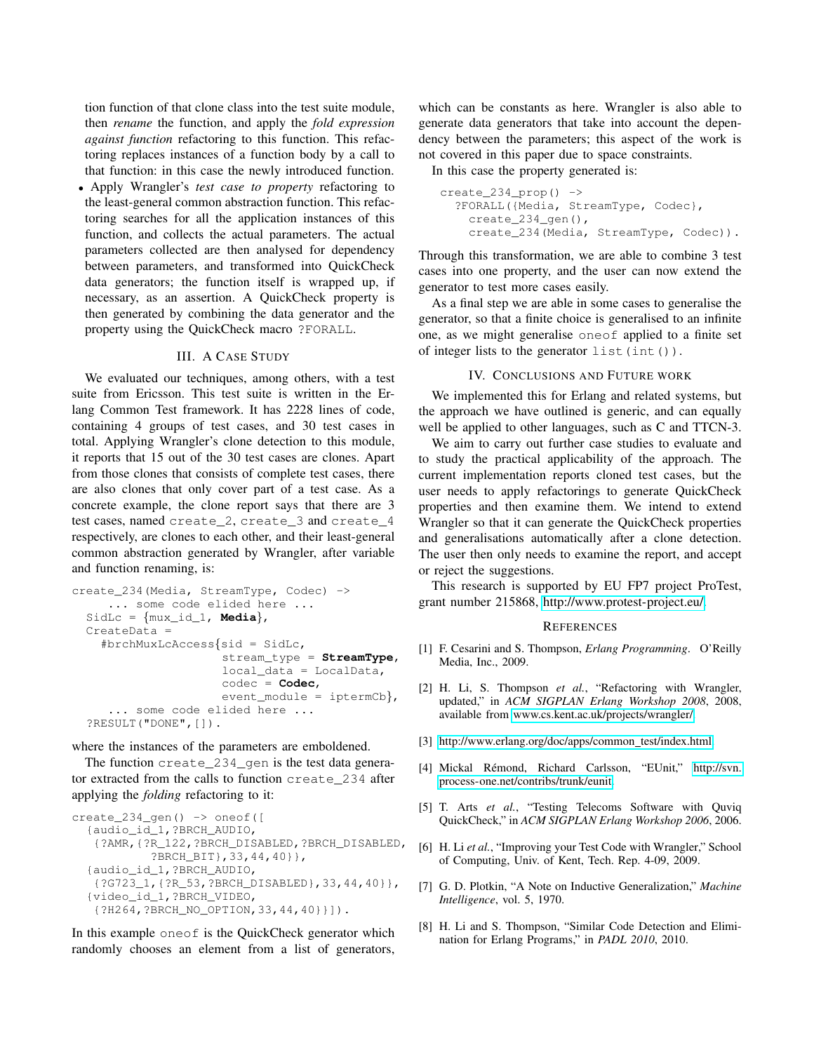tion function of that clone class into the test suite module, then *rename* the function, and apply the *fold expression against function* refactoring to this function. This refactoring replaces instances of a function body by a call to that function: in this case the newly introduced function.

- Apply Wrangler's *test case to property* refactoring to the least-general common abstraction function. This refactoring searches for all the application instances of this function, and collects the actual parameters. The actual parameters collected are then analysed for dependency between parameters, and transformed into QuickCheck data generators; the function itself is wrapped up, if necessary, as an assertion. A QuickCheck property is then generated by combining the data generator and the property using the QuickCheck macro `?FORALL`.

## III. A Case Study

We evaluated our techniques, among others, with a test suite from Ericsson. This test suite is written in the Erlang Common Test framework. It has 2228 lines of code, containing 4 groups of test cases, and 30 test cases in total. Applying Wrangler's clone detection to this module, it reports that 15 out of the 30 test cases are clones. Apart from those clones that consists of complete test cases, there are also clones that only cover part of a test case. As a concrete example, the clone report says that there are 3 test cases, named `create_2`, `create_3` and `create_4` respectively, are clones to each other, and their least-general common abstraction generated by Wrangler, after variable and function renaming, is:

```
create_234(Media, StreamType, Codec) ->
    ... some code elided here ...
  SidLc = {mux_id_1, Media},
  CreateData =
    #brchMuxLcAccess{sid = SidLc,
                     stream_type = StreamType,
                     local_data = LocalData,
                     codec = Codec,
                     event_module = iptermCb},
    ... some code elided here ...
  ?RESULT("DONE",[]).
```

where the instances of the parameters are emboldened.

The function `create_234_gen` is the test data generator extracted from the calls to function `create_234` after applying the *folding* refactoring to it:

```
create_234_gen() -> oneof([
  {audio_id_1,?BRCH_AUDIO,
   {?AMR,{?R_122,?BRCH_DISABLED,?BRCH_DISABLED,
          ?BRCH_BIT},33,44,40}},
  {audio_id_1,?BRCH_AUDIO,
   {?G723_1,{?R_53,?BRCH_DISABLED},33,44,40}},
  {video_id_1,?BRCH_VIDEO,
   {?H264,?BRCH_NO_OPTION,33,44,40}}]).
```

In this example `oneof` is the QuickCheck generator which randomly chooses an element from a list of generators, which can be constants as here. Wrangler is also able to generate data generators that take into account the dependency between the parameters; this aspect of the work is not covered in this paper due to space constraints.

In this case the property generated is:

```
create_234_prop() ->
  ?FORALL({Media, StreamType, Codec},
    create_234_gen(),
    create_234(Media, StreamType, Codec)).
```

Through this transformation, we are able to combine 3 test cases into one property, and the user can now extend the generator to test more cases easily.

As a final step we are able in some cases to generalise the generator, so that a finite choice is generalised to an infinite one, as we might generalise `oneof` applied to a finite set of integer lists to the generator `list(int())`.

## IV. Conclusions and Future work

We implemented this for Erlang and related systems, but the approach we have outlined is generic, and can equally well be applied to other languages, such as C and TTCN-3.

We aim to carry out further case studies to evaluate and to study the practical applicability of the approach. The current implementation reports cloned test cases, but the user needs to apply refactorings to generate QuickCheck properties and then examine them. We intend to extend Wrangler so that it can generate the QuickCheck properties and generalisations automatically after a clone detection. The user then only needs to examine the report, and accept or reject the suggestions.

This research is supported by EU FP7 project ProTest, grant number 215868, http://www.protest-project.eu/.

## References

[1] F. Cesarini and S. Thompson, *Erlang Programming*. O'Reilly Media, Inc., 2009.

[2] H. Li, S. Thompson *et al.*, "Refactoring with Wrangler, updated," in *ACM SIGPLAN Erlang Workshop 2008*, 2008, available from www.cs.kent.ac.uk/projects/wrangler/.

[3] http://www.erlang.org/doc/apps/common_test/index.html

[4] Mickal Rémond, Richard Carlsson, "EUnit," http://svn.process-one.net/contribs/trunk/eunit.

[5] T. Arts *et al.*, "Testing Telecoms Software with Quviq QuickCheck," in *ACM SIGPLAN Erlang Workshop 2006*, 2006.

[6] H. Li *et al.*, "Improving your Test Code with Wrangler," School of Computing, Univ. of Kent, Tech. Rep. 4-09, 2009.

[7] G. D. Plotkin, "A Note on Inductive Generalization," *Machine Intelligence*, vol. 5, 1970.

[8] H. Li and S. Thompson, "Similar Code Detection and Elimination for Erlang Programs," in *PADL 2010*, 2010.